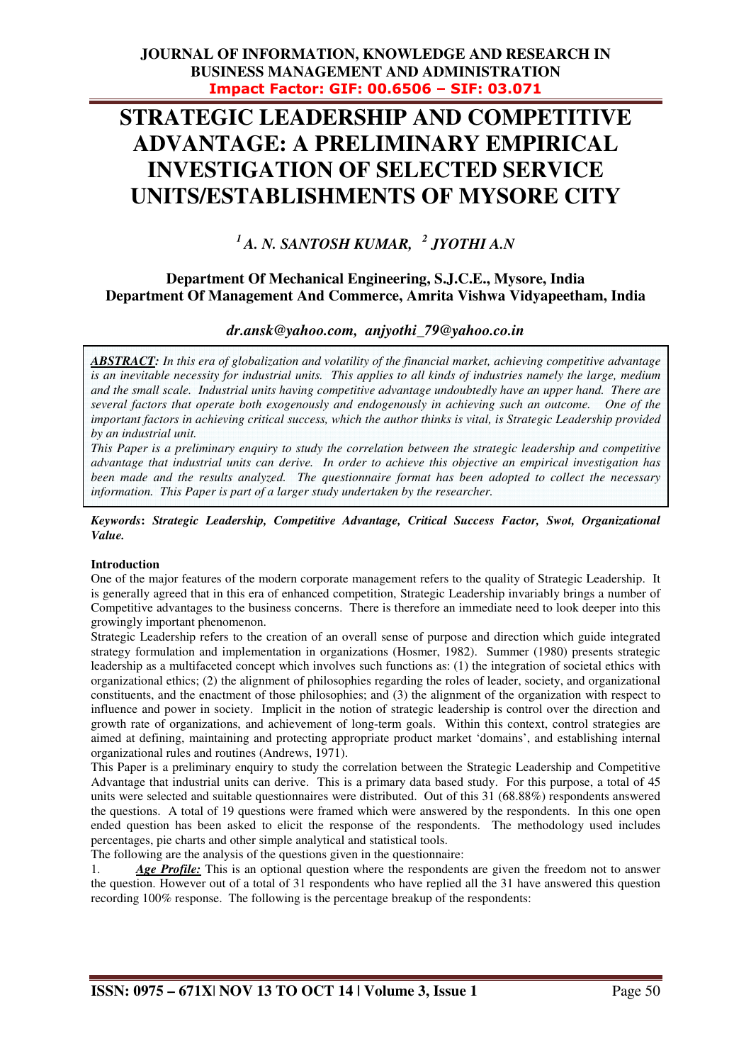# STRATEGIC LEADERSHIP AND COMPETITIVE ADVANTAGE: A PRELIMINARY EMPIRICAL INVESTIGATION OF SELECTED SERVICE UNITS/ESTABLISHMENTS OF MYSORE CITY

***[1] A. N. SANTOSH KUMAR, [2] JYOTHI A.N***

**Department Of Mechanical Engineering, S.J.C.E., Mysore, India**
**Department Of Management And Commerce, Amrita Vishwa Vidyapeetham, India**

***dr.ansk@yahoo.com, anjyothi_79@yahoo.co.in***

***ABSTRACT:*** *In this era of globalization and volatility of the financial market, achieving competitive advantage is an inevitable necessity for industrial units. This applies to all kinds of industries namely the large, medium and the small scale. Industrial units having competitive advantage undoubtedly have an upper hand. There are several factors that operate both exogenously and endogenously in achieving such an outcome. One of the important factors in achieving critical success, which the author thinks is vital, is Strategic Leadership provided by an industrial unit.*

*This Paper is a preliminary enquiry to study the correlation between the strategic leadership and competitive advantage that industrial units can derive. In order to achieve this objective an empirical investigation has been made and the results analyzed. The questionnaire format has been adopted to collect the necessary information. This Paper is part of a larger study undertaken by the researcher.*

***Keywords: Strategic Leadership, Competitive Advantage, Critical Success Factor, Swot, Organizational Value.***

**Introduction**

One of the major features of the modern corporate management refers to the quality of Strategic Leadership. It is generally agreed that in this era of enhanced competition, Strategic Leadership invariably brings a number of Competitive advantages to the business concerns. There is therefore an immediate need to look deeper into this growingly important phenomenon.

Strategic Leadership refers to the creation of an overall sense of purpose and direction which guide integrated strategy formulation and implementation in organizations (Hosmer, 1982). Summer (1980) presents strategic leadership as a multifaceted concept which involves such functions as: (1) the integration of societal ethics with organizational ethics; (2) the alignment of philosophies regarding the roles of leader, society, and organizational constituents, and the enactment of those philosophies; and (3) the alignment of the organization with respect to influence and power in society. Implicit in the notion of strategic leadership is control over the direction and growth rate of organizations, and achievement of long-term goals. Within this context, control strategies are aimed at defining, maintaining and protecting appropriate product market 'domains', and establishing internal organizational rules and routines (Andrews, 1971).

This Paper is a preliminary enquiry to study the correlation between the Strategic Leadership and Competitive Advantage that industrial units can derive. This is a primary data based study. For this purpose, a total of 45 units were selected and suitable questionnaires were distributed. Out of this 31 (68.88%) respondents answered the questions. A total of 19 questions were framed which were answered by the respondents. In this one open ended question has been asked to elicit the response of the respondents. The methodology used includes percentages, pie charts and other simple analytical and statistical tools.

The following are the analysis of the questions given in the questionnaire:

1. ***Age Profile:*** This is an optional question where the respondents are given the freedom not to answer the question. However out of a total of 31 respondents who have replied all the 31 have answered this question recording 100% response. The following is the percentage breakup of the respondents: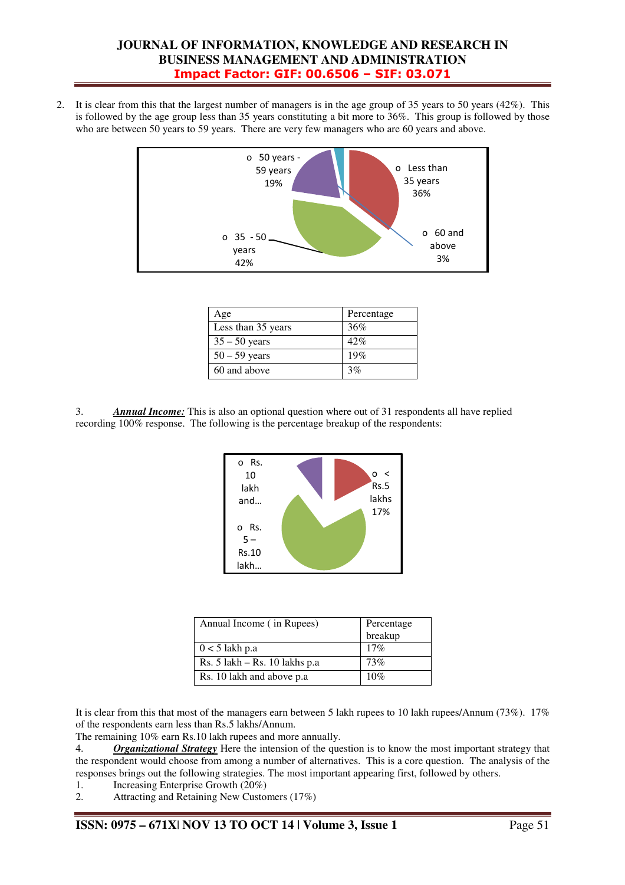2. It is clear from this that the largest number of managers is in the age group of 35 years to 50 years (42%). This is followed by the age group less than 35 years constituting a bit more to 36%. This group is followed by those who are between 50 years to 59 years. There are very few managers who are 60 years and above.

| Age | Percentage |
|---|---|
| Less than 35 years | 36% |
| 35 – 50 years | 42% |
| 50 – 59 years | 19% |
| 60 and above | 3% |

3. ***Annual Income:*** This is also an optional question where out of 31 respondents all have replied recording 100% response. The following is the percentage breakup of the respondents:

| Annual Income ( in Rupees) | Percentage breakup |
|---|---|
| 0 < 5 lakh p.a | 17% |
| Rs. 5 lakh – Rs. 10 lakhs p.a | 73% |
| Rs. 10 lakh and above p.a | 10% |

It is clear from this that most of the managers earn between 5 lakh rupees to 10 lakh rupees/Annum (73%). 17% of the respondents earn less than Rs.5 lakhs/Annum.

The remaining 10% earn Rs.10 lakh rupees and more annually.

4. ***Organizational Strategy*** Here the intension of the question is to know the most important strategy that the respondent would choose from among a number of alternatives. This is a core question. The analysis of the responses brings out the following strategies. The most important appearing first, followed by others.

1. Increasing Enterprise Growth (20%)
2. Attracting and Retaining New Customers (17%)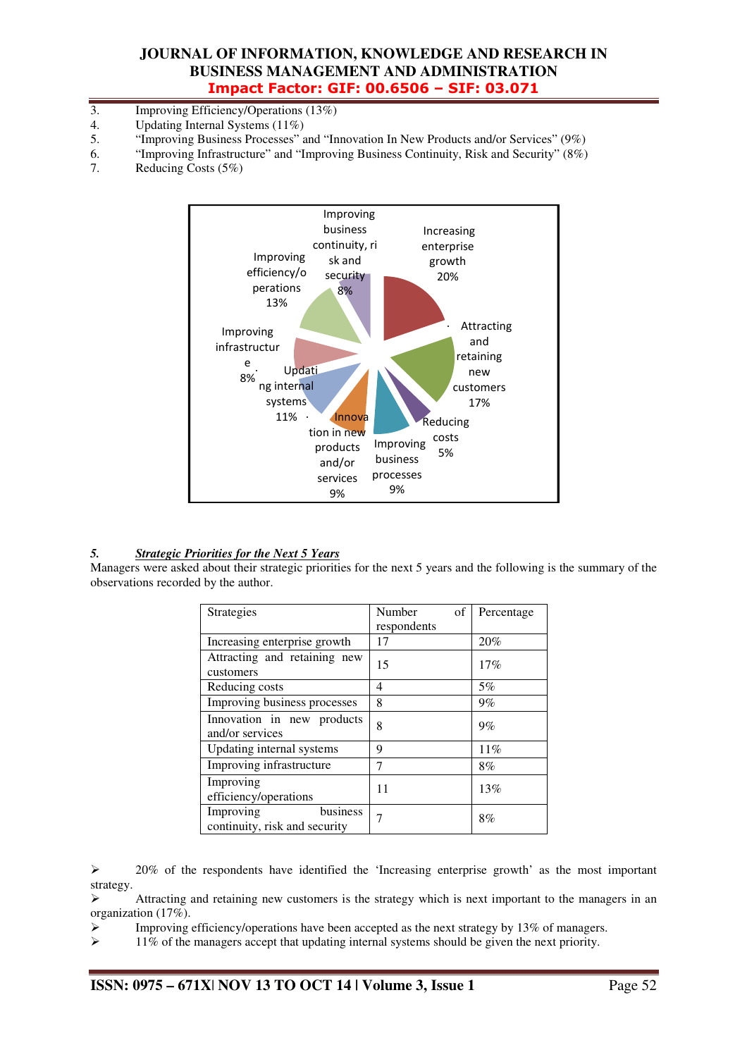3. Improving Efficiency/Operations (13%)
4. Updating Internal Systems (11%)
5. "Improving Business Processes" and "Innovation In New Products and/or Services" (9%)
6. "Improving Infrastructure" and "Improving Business Continuity, Risk and Security" (8%)
7. Reducing Costs (5%)

### 5. *Strategic Priorities for the Next 5 Years*

Managers were asked about their strategic priorities for the next 5 years and the following is the summary of the observations recorded by the author.

| Strategies | Number of respondents | Percentage |
|---|---|---|
| Increasing enterprise growth | 17 | 20% |
| Attracting and retaining new customers | 15 | 17% |
| Reducing costs | 4 | 5% |
| Improving business processes | 8 | 9% |
| Innovation in new products and/or services | 8 | 9% |
| Updating internal systems | 9 | 11% |
| Improving infrastructure | 7 | 8% |
| Improving efficiency/operations | 11 | 13% |
| Improving business continuity, risk and security | 7 | 8% |

- 20% of the respondents have identified the 'Increasing enterprise growth' as the most important strategy.
- Attracting and retaining new customers is the strategy which is next important to the managers in an organization (17%).
- Improving efficiency/operations have been accepted as the next strategy by 13% of managers.
- 11% of the managers accept that updating internal systems should be given the next priority.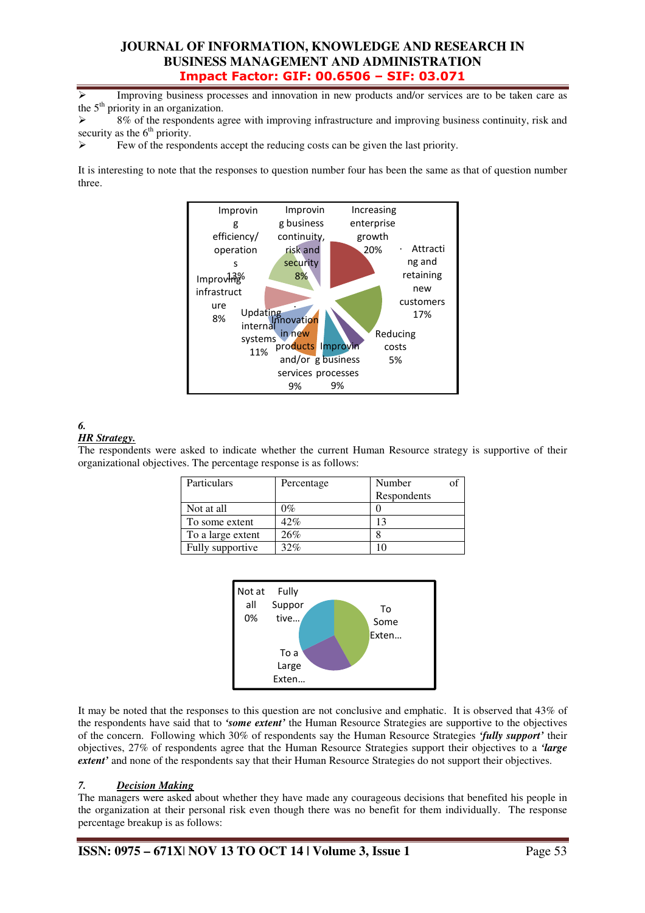- Improving business processes and innovation in new products and/or services are to be taken care as the 5th priority in an organization.
- 8% of the respondents agree with improving infrastructure and improving business continuity, risk and security as the 6th priority.
- Few of the respondents accept the reducing costs can be given the last priority.

It is interesting to note that the responses to question number four has been the same as that of question number three.

Improving efficiency/ operations 13%
Improving business continuity, risk and security 8%
Increasing enterprise growth 20%
Attracting and retaining new customers 17%
Reducing costs 5%
Improving business processes 9%
Innovation in new products and/or services 9%
Updating internal systems 11%
Improving infrastructure 8%

*6.*
***HR Strategy.***

The respondents were asked to indicate whether the current Human Resource strategy is supportive of their organizational objectives. The percentage response is as follows:

| Particulars | Percentage | Number of Respondents |
|---|---|---|
| Not at all | 0% | 0 |
| To some extent | 42% | 13 |
| To a large extent | 26% | 8 |
| Fully supportive | 32% | 10 |

Not at all 0%
Fully Supportive…
To Some Exten…
To a Large Exten…

It may be noted that the responses to this question are not conclusive and emphatic. It is observed that 43% of the respondents have said that to ***'some extent'*** the Human Resource Strategies are supportive to the objectives of the concern. Following which 30% of respondents say the Human Resource Strategies ***'fully support'*** their objectives, 27% of respondents agree that the Human Resource Strategies support their objectives to a ***'large extent'*** and none of the respondents say that their Human Resource Strategies do not support their objectives.

## 7. *Decision Making*

The managers were asked about whether they have made any courageous decisions that benefited his people in the organization at their personal risk even though there was no benefit for them individually. The response percentage breakup is as follows: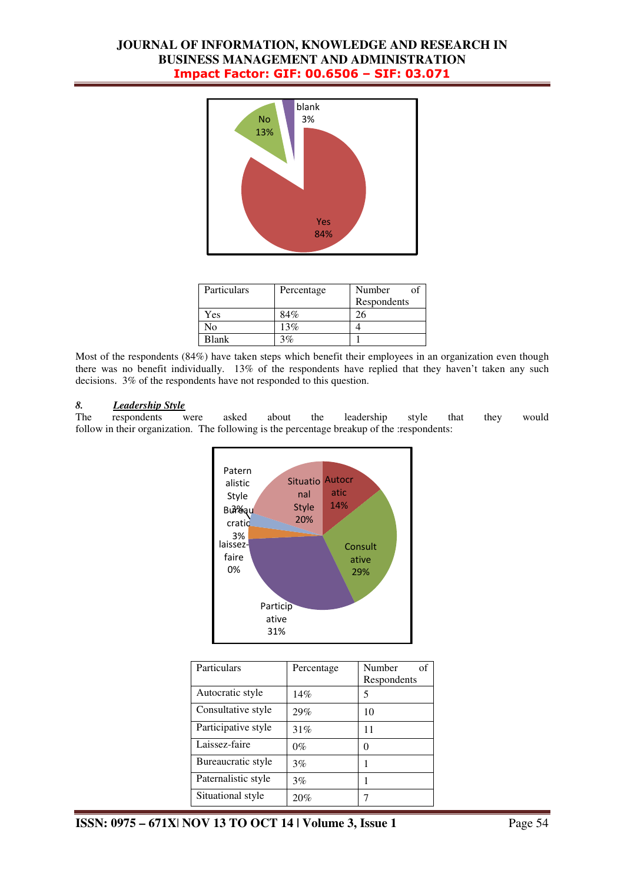| Particulars | Percentage | Number of Respondents |
|---|---|---|
| Yes | 84% | 26 |
| No | 13% | 4 |
| Blank | 3% | 1 |

Most of the respondents (84%) have taken steps which benefit their employees in an organization even though there was no benefit individually. 13% of the respondents have replied that they haven't taken any such decisions. 3% of the respondents have not responded to this question.

### 8. ***Leadership Style***

The respondents were asked about the leadership style that they would follow in their organization. The following is the percentage breakup of the :respondents:

| Particulars | Percentage | Number of Respondents |
|---|---|---|
| Autocratic style | 14% | 5 |
| Consultative style | 29% | 10 |
| Participative style | 31% | 11 |
| Laissez-faire | 0% | 0 |
| Bureaucratic style | 3% | 1 |
| Paternalistic style | 3% | 1 |
| Situational style | 20% | 7 |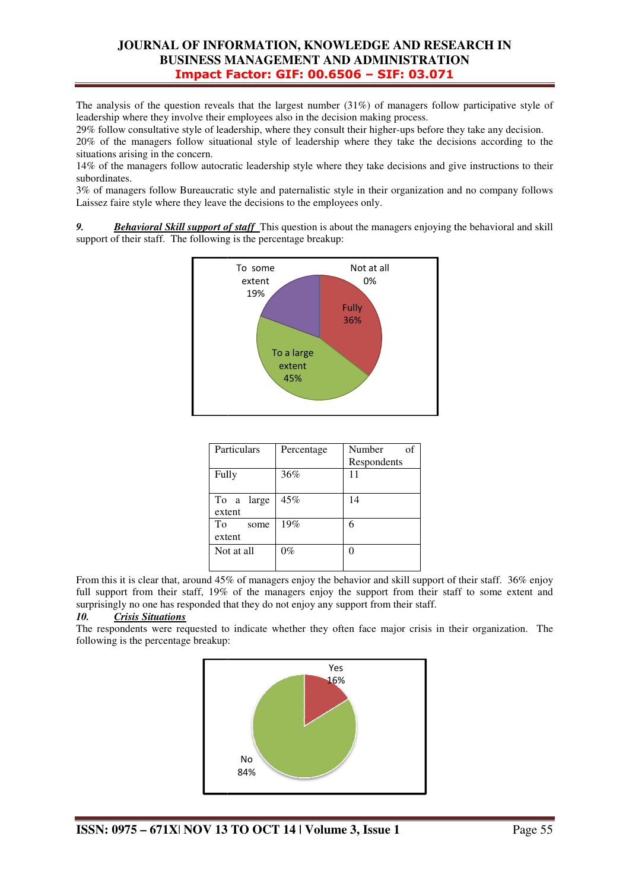The analysis of the question reveals that the largest number (31%) of managers follow participative style of leadership where they involve their employees also in the decision making process.

29% follow consultative style of leadership, where they consult their higher-ups before they take any decision.

20% of the managers follow situational style of leadership where they take the decisions according to the situations arising in the concern.

14% of the managers follow autocratic leadership style where they take decisions and give instructions to their subordinates.

3% of managers follow Bureaucratic style and paternalistic style in their organization and no company follows Laissez faire style where they leave the decisions to the employees only.

***9. Behavioral Skill support of staff*** This question is about the managers enjoying the behavioral and skill support of their staff. The following is the percentage breakup:

| Particulars | Percentage | Number of Respondents |
|---|---|---|
| Fully | 36% | 11 |
| To a large extent | 45% | 14 |
| To some extent | 19% | 6 |
| Not at all | 0% | 0 |

From this it is clear that, around 45% of managers enjoy the behavior and skill support of their staff. 36% enjoy full support from their staff, 19% of the managers enjoy the support from their staff to some extent and surprisingly no one has responded that they do not enjoy any support from their staff.

***10. Crisis Situations***

The respondents were requested to indicate whether they often face major crisis in their organization. The following is the percentage breakup: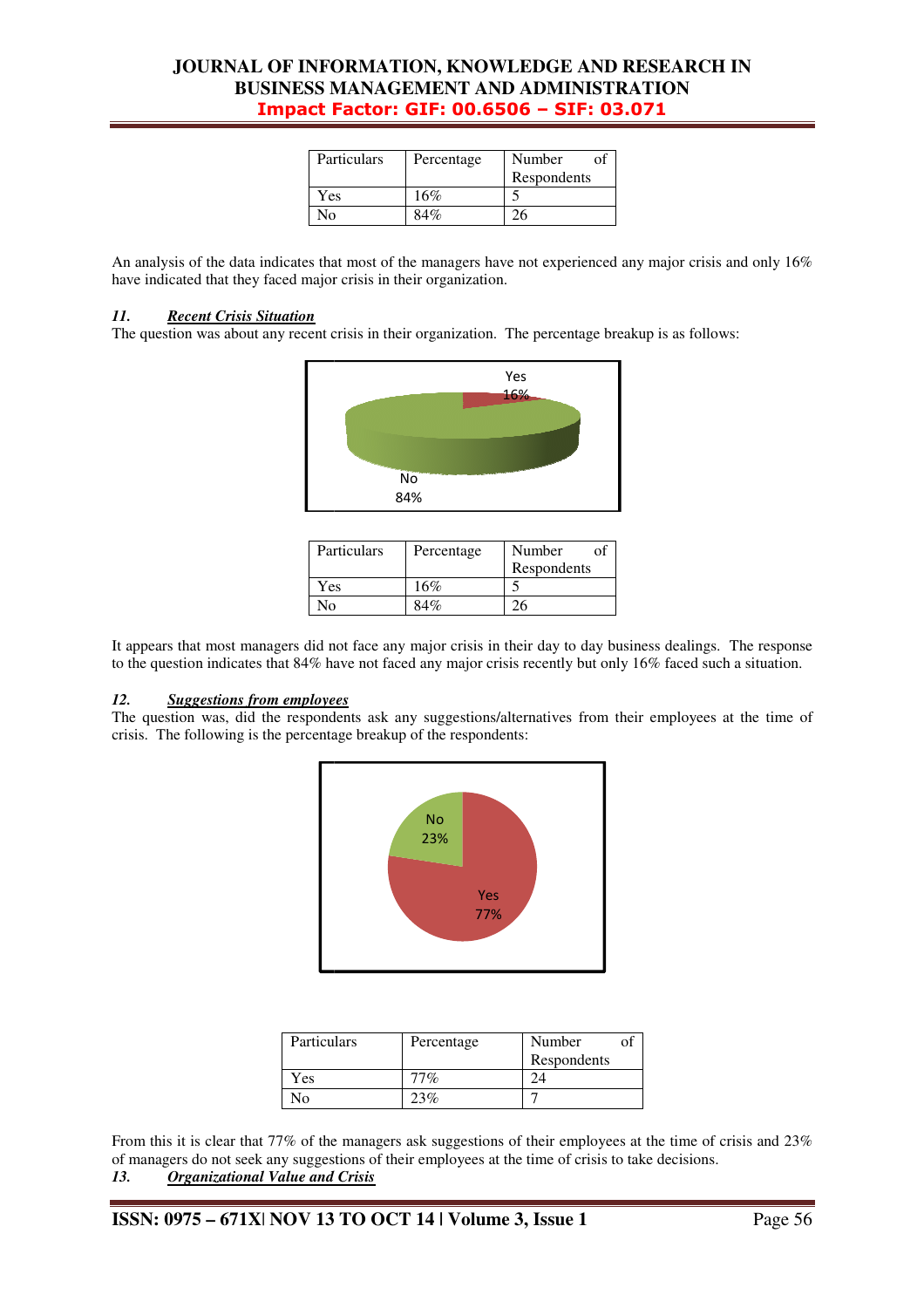| Particulars | Percentage | Number of Respondents |
|---|---|---|
| Yes | 16% | 5 |
| No | 84% | 26 |

An analysis of the data indicates that most of the managers have not experienced any major crisis and only 16% have indicated that they faced major crisis in their organization.

### 11. *Recent Crisis Situation*

The question was about any recent crisis in their organization. The percentage breakup is as follows:

| Particulars | Percentage | Number of Respondents |
|---|---|---|
| Yes | 16% | 5 |
| No | 84% | 26 |

It appears that most managers did not face any major crisis in their day to day business dealings. The response to the question indicates that 84% have not faced any major crisis recently but only 16% faced such a situation.

### 12. *Suggestions from employees*

The question was, did the respondents ask any suggestions/alternatives from their employees at the time of crisis. The following is the percentage breakup of the respondents:

| Particulars | Percentage | Number of Respondents |
|---|---|---|
| Yes | 77% | 24 |
| No | 23% | 7 |

From this it is clear that 77% of the managers ask suggestions of their employees at the time of crisis and 23% of managers do not seek any suggestions of their employees at the time of crisis to take decisions.

### 13. *Organizational Value and Crisis*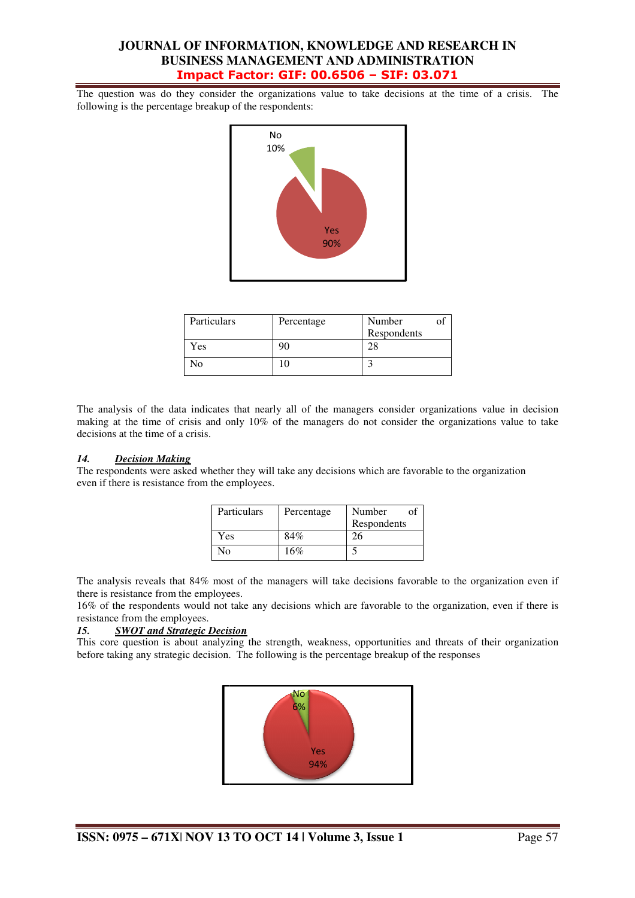The question was do they consider the organizations value to take decisions at the time of a crisis. The following is the percentage breakup of the respondents:

| Particulars | Percentage | Number of Respondents |
|---|---|---|
| Yes | 90 | 28 |
| No | 10 | 3 |

The analysis of the data indicates that nearly all of the managers consider organizations value in decision making at the time of crisis and only 10% of the managers do not consider the organizations value to take decisions at the time of a crisis.

### 14. ***Decision Making***

The respondents were asked whether they will take any decisions which are favorable to the organization even if there is resistance from the employees.

| Particulars | Percentage | Number of Respondents |
|---|---|---|
| Yes | 84% | 26 |
| No | 16% | 5 |

The analysis reveals that 84% most of the managers will take decisions favorable to the organization even if there is resistance from the employees.

16% of the respondents would not take any decisions which are favorable to the organization, even if there is resistance from the employees.

### 15. ***SWOT and Strategic Decision***

This core question is about analyzing the strength, weakness, opportunities and threats of their organization before taking any strategic decision. The following is the percentage breakup of the responses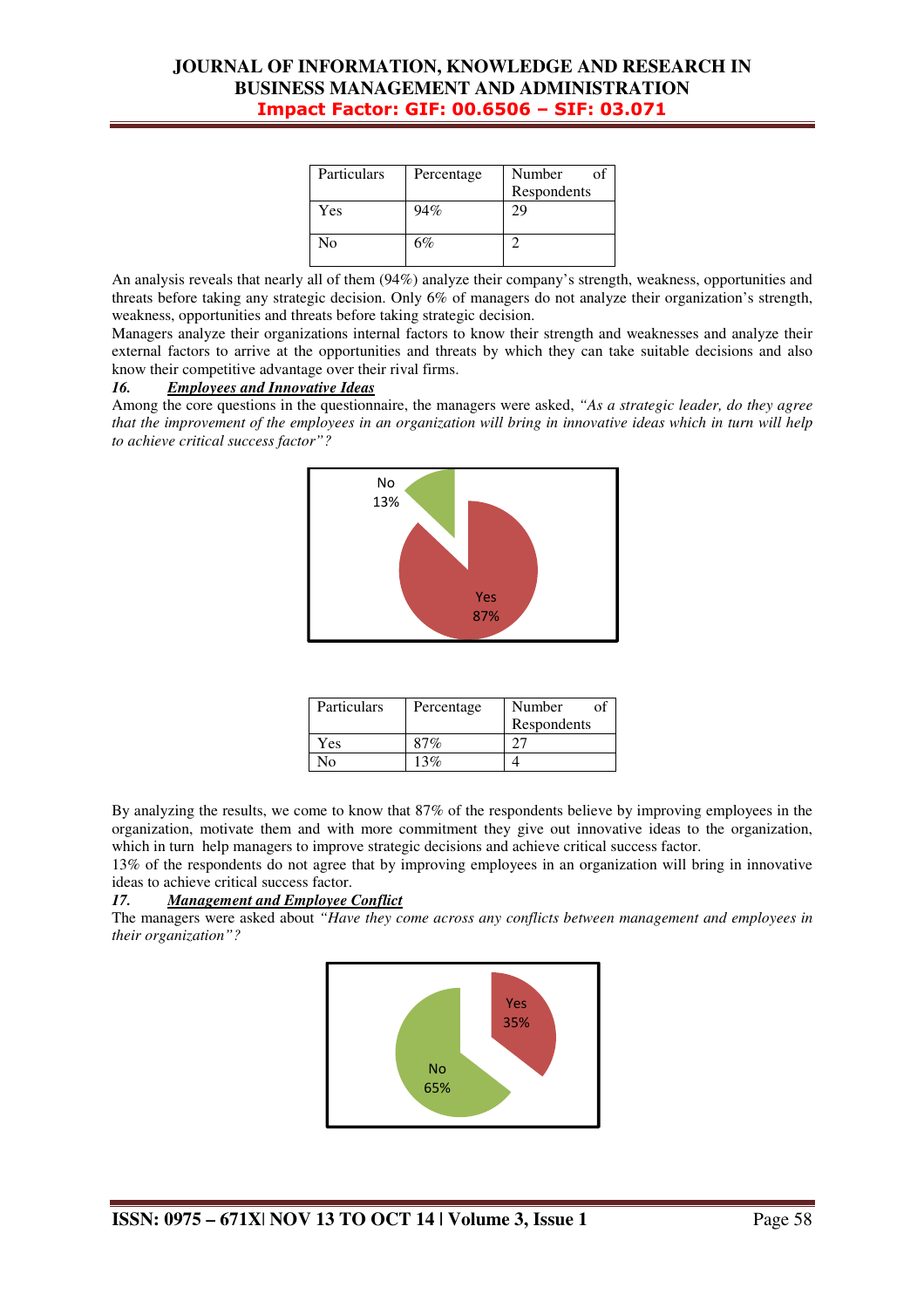| Particulars | Percentage | Number of Respondents |
|---|---|---|
| Yes | 94% | 29 |
| No | 6% | 2 |

An analysis reveals that nearly all of them (94%) analyze their company's strength, weakness, opportunities and threats before taking any strategic decision. Only 6% of managers do not analyze their organization's strength, weakness, opportunities and threats before taking strategic decision.

Managers analyze their organizations internal factors to know their strength and weaknesses and analyze their external factors to arrive at the opportunities and threats by which they can take suitable decisions and also know their competitive advantage over their rival firms.

### 16. Employees and Innovative Ideas

Among the core questions in the questionnaire, the managers were asked, *"As a strategic leader, do they agree that the improvement of the employees in an organization will bring in innovative ideas which in turn will help to achieve critical success factor"?*

| Particulars | Percentage | Number of Respondents |
|---|---|---|
| Yes | 87% | 27 |
| No | 13% | 4 |

By analyzing the results, we come to know that 87% of the respondents believe by improving employees in the organization, motivate them and with more commitment they give out innovative ideas to the organization, which in turn help managers to improve strategic decisions and achieve critical success factor.

13% of the respondents do not agree that by improving employees in an organization will bring in innovative ideas to achieve critical success factor.

### 17. Management and Employee Conflict

The managers were asked about *"Have they come across any conflicts between management and employees in their organization"?*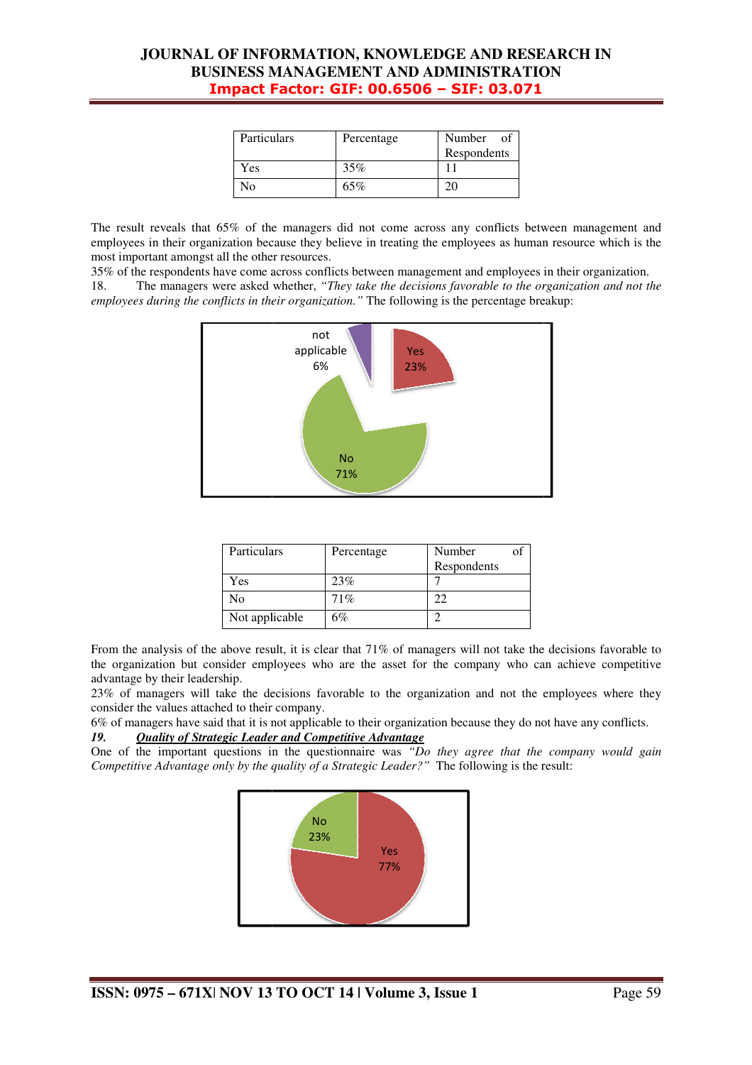| Particulars | Percentage | Number of Respondents |
|---|---|---|
| Yes | 35% | 11 |
| No | 65% | 20 |

The result reveals that 65% of the managers did not come across any conflicts between management and employees in their organization because they believe in treating the employees as human resource which is the most important amongst all the other resources.

35% of the respondents have come across conflicts between management and employees in their organization.

18. The managers were asked whether, *"They take the decisions favorable to the organization and not the employees during the conflicts in their organization."* The following is the percentage breakup:

| Particulars | Percentage | Number of Respondents |
|---|---|---|
| Yes | 23% | 7 |
| No | 71% | 22 |
| Not applicable | 6% | 2 |

From the analysis of the above result, it is clear that 71% of managers will not take the decisions favorable to the organization but consider employees who are the asset for the company who can achieve competitive advantage by their leadership.

23% of managers will take the decisions favorable to the organization and not the employees where they consider the values attached to their company.

6% of managers have said that it is not applicable to their organization because they do not have any conflicts.

***19. Quality of Strategic Leader and Competitive Advantage***

One of the important questions in the questionnaire was *"Do they agree that the company would gain Competitive Advantage only by the quality of a Strategic Leader?"* The following is the result: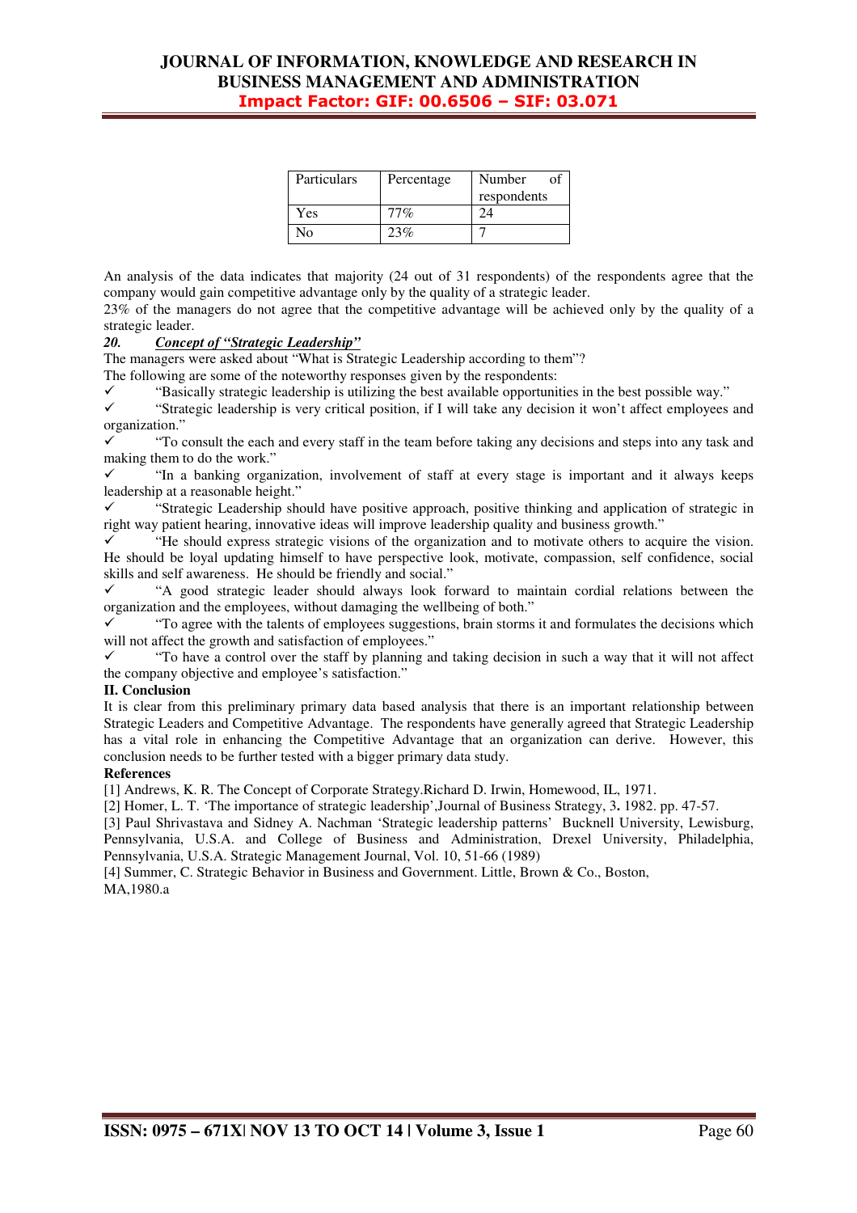| Particulars | Percentage | Number of respondents |
|---|---|---|
| Yes | 77% | 24 |
| No | 23% | 7 |

An analysis of the data indicates that majority (24 out of 31 respondents) of the respondents agree that the company would gain competitive advantage only by the quality of a strategic leader.

23% of the managers do not agree that the competitive advantage will be achieved only by the quality of a strategic leader.

***20. Concept of "Strategic Leadership"***

The managers were asked about "What is Strategic Leadership according to them"?

The following are some of the noteworthy responses given by the respondents:

- ✓ "Basically strategic leadership is utilizing the best available opportunities in the best possible way."
- ✓ "Strategic leadership is very critical position, if I will take any decision it won't affect employees and organization."
- ✓ "To consult the each and every staff in the team before taking any decisions and steps into any task and making them to do the work."
- ✓ "In a banking organization, involvement of staff at every stage is important and it always keeps leadership at a reasonable height."
- ✓ "Strategic Leadership should have positive approach, positive thinking and application of strategic in right way patient hearing, innovative ideas will improve leadership quality and business growth."
- ✓ "He should express strategic visions of the organization and to motivate others to acquire the vision. He should be loyal updating himself to have perspective look, motivate, compassion, self confidence, social skills and self awareness. He should be friendly and social."
- ✓ "A good strategic leader should always look forward to maintain cordial relations between the organization and the employees, without damaging the wellbeing of both."
- ✓ "To agree with the talents of employees suggestions, brain storms it and formulates the decisions which will not affect the growth and satisfaction of employees."
- ✓ "To have a control over the staff by planning and taking decision in such a way that it will not affect the company objective and employee's satisfaction."

## II. Conclusion

It is clear from this preliminary primary data based analysis that there is an important relationship between Strategic Leaders and Competitive Advantage. The respondents have generally agreed that Strategic Leadership has a vital role in enhancing the Competitive Advantage that an organization can derive. However, this conclusion needs to be further tested with a bigger primary data study.

## References

[1] Andrews, K. R. The Concept of Corporate Strategy.Richard D. Irwin, Homewood, IL, 1971.

[2] Homer, L. T. 'The importance of strategic leadership',Journal of Business Strategy, 3**.** 1982. pp. 47-57.

[3] Paul Shrivastava and Sidney A. Nachman 'Strategic leadership patterns' Bucknell University, Lewisburg, Pennsylvania, U.S.A. and College of Business and Administration, Drexel University, Philadelphia, Pennsylvania, U.S.A. Strategic Management Journal, Vol. 10, 51-66 (1989)

[4] Summer, C. Strategic Behavior in Business and Government. Little, Brown & Co., Boston, MA,1980.a